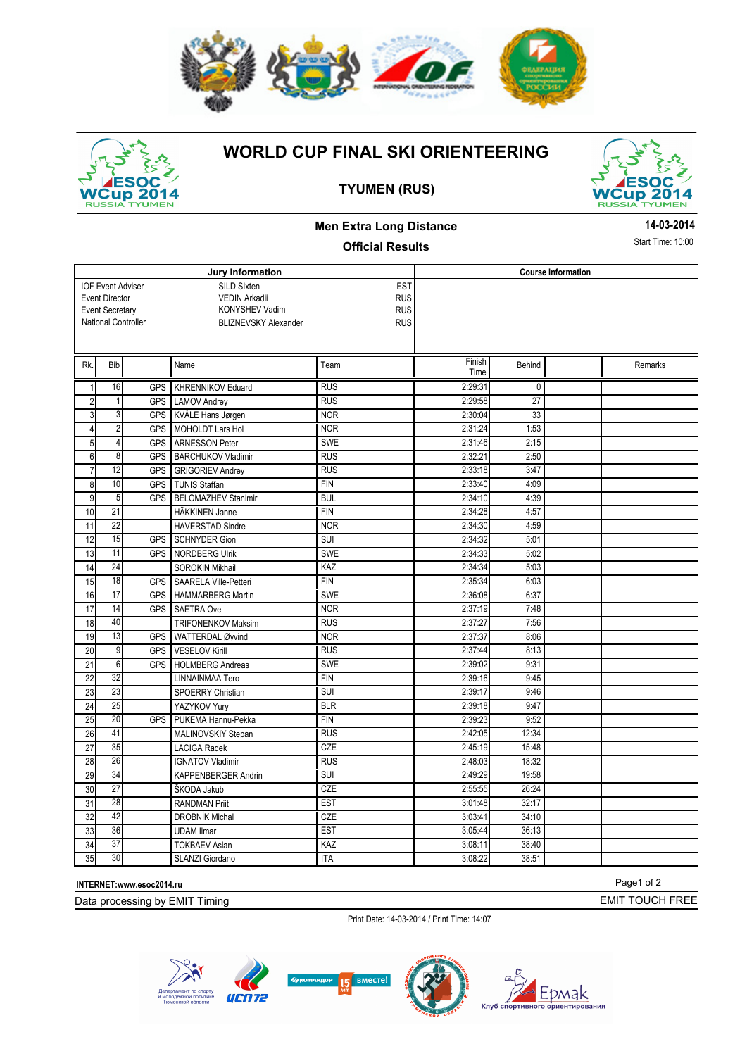# WORLD CUP FINAL SKI ORIENTEERING

## TYUMEN (RUS)

### Men Extra Long Distance

**14-03-2014**

**Official Results**

Start Time: 10:00

| Jury Information | | |
|---|---|---|
| IOF Event Adviser | SILD SIxten | EST |
| Event Director | VEDIN Arkadii | RUS |
| Event Secretary | KONYSHEV Vadim | RUS |
| National Controller | BLIZNEVSKY Alexander | RUS |

**Course Information**

| Rk. | Bib | | Name | Team | Finish Time | Behind | | Remarks |
|---|---|---|---|---|---|---|---|---|
| 1 | 16 | GPS | KHRENNIKOV Eduard | RUS | 2:29:31 | 0 | | |
| 2 | 1 | GPS | LAMOV Andrey | RUS | 2:29:58 | 27 | | |
| 3 | 3 | GPS | KVÅLE Hans Jørgen | NOR | 2:30:04 | 33 | | |
| 4 | 2 | GPS | MOHOLDT Lars Hol | NOR | 2:31:24 | 1:53 | | |
| 5 | 4 | GPS | ARNESSON Peter | SWE | 2:31:46 | 2:15 | | |
| 6 | 8 | GPS | BARCHUKOV Vladimir | RUS | 2:32:21 | 2:50 | | |
| 7 | 12 | GPS | GRIGORIEV Andrey | RUS | 2:33:18 | 3:47 | | |
| 8 | 10 | GPS | TUNIS Staffan | FIN | 2:33:40 | 4:09 | | |
| 9 | 5 | GPS | BELOMAZHEV Stanimir | BUL | 2:34:10 | 4:39 | | |
| 10 | 21 | | HÄKKINEN Janne | FIN | 2:34:28 | 4:57 | | |
| 11 | 22 | | HAVERSTAD Sindre | NOR | 2:34:30 | 4:59 | | |
| 12 | 15 | GPS | SCHNYDER Gion | SUI | 2:34:32 | 5:01 | | |
| 13 | 11 | GPS | NORDBERG Ulrik | SWE | 2:34:33 | 5:02 | | |
| 14 | 24 | | SOROKIN Mikhail | KAZ | 2:34:34 | 5:03 | | |
| 15 | 18 | GPS | SAARELA Ville-Petteri | FIN | 2:35:34 | 6:03 | | |
| 16 | 17 | GPS | HAMMARBERG Martin | SWE | 2:36:08 | 6:37 | | |
| 17 | 14 | GPS | SAETRA Ove | NOR | 2:37:19 | 7:48 | | |
| 18 | 40 | | TRIFONENKOV Maksim | RUS | 2:37:27 | 7:56 | | |
| 19 | 13 | GPS | WATTERDAL Øyvind | NOR | 2:37:37 | 8:06 | | |
| 20 | 9 | GPS | VESELOV Kirill | RUS | 2:37:44 | 8:13 | | |
| 21 | 6 | GPS | HOLMBERG Andreas | SWE | 2:39:02 | 9:31 | | |
| 22 | 32 | | LINNAINMAA Tero | FIN | 2:39:16 | 9:45 | | |
| 23 | 23 | | SPOERRY Christian | SUI | 2:39:17 | 9:46 | | |
| 24 | 25 | | YAZYKOV Yury | BLR | 2:39:18 | 9:47 | | |
| 25 | 20 | GPS | PUKEMA Hannu-Pekka | FIN | 2:39:23 | 9:52 | | |
| 26 | 41 | | MALINOVSKIY Stepan | RUS | 2:42:05 | 12:34 | | |
| 27 | 35 | | LACIGA Radek | CZE | 2:45:19 | 15:48 | | |
| 28 | 26 | | IGNATOV Vladimir | RUS | 2:48:03 | 18:32 | | |
| 29 | 34 | | KAPPENBERGER Andrin | SUI | 2:49:29 | 19:58 | | |
| 30 | 27 | | ŠKODA Jakub | CZE | 2:55:55 | 26:24 | | |
| 31 | 28 | | RANDMAN Priit | EST | 3:01:48 | 32:17 | | |
| 32 | 42 | | DROBNÍK Michal | CZE | 3:03:41 | 34:10 | | |
| 33 | 36 | | UDAM Ilmar | EST | 3:05:44 | 36:13 | | |
| 34 | 37 | | TOKBAEV Aslan | KAZ | 3:08:11 | 38:40 | | |
| 35 | 30 | | SLANZI Giordano | ITA | 3:08:22 | 38:51 | | |

**INTERNET:www.esoc2014.ru**

Data processing by EMIT Timing

EMIT TOUCH FREE

Print Date: 14-03-2014 / Print Time: 14:07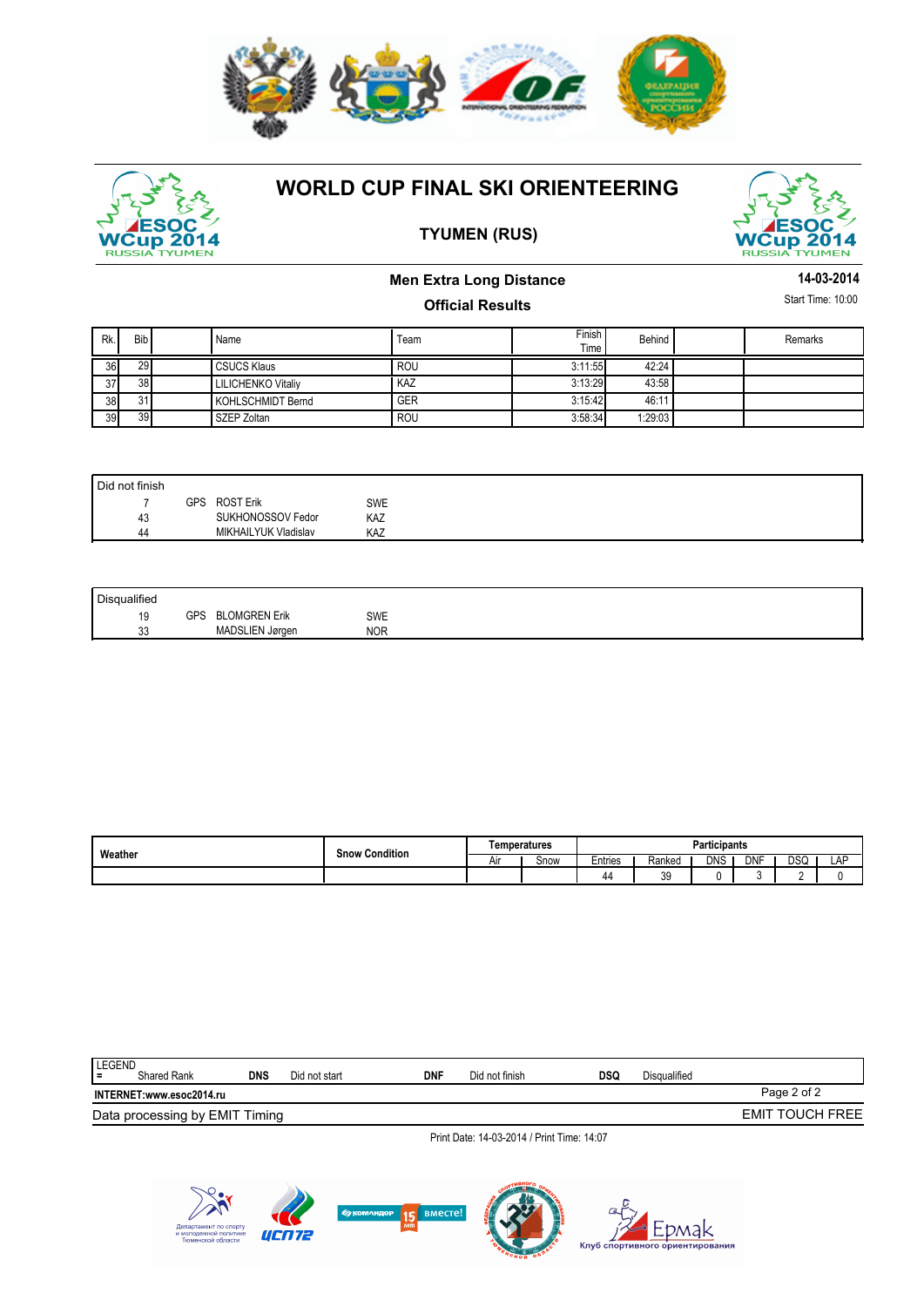# WORLD CUP FINAL SKI ORIENTEERING

## TYUMEN (RUS)

### Men Extra Long Distance

**14-03-2014**

### Official Results

Start Time: 10:00

| Rk. | Bib | | Name | Team | Finish Time | Behind | | Remarks |
|---|---|---|---|---|---|---|---|---|
| 36 | 29 | | CSUCS Klaus | ROU | 3:11:55 | 42:24 | | |
| 37 | 38 | | LILICHENKO Vitaliy | KAZ | 3:13:29 | 43:58 | | |
| 38 | 31 | | KOHLSCHMIDT Bernd | GER | 3:15:42 | 46:11 | | |
| 39 | 39 | | SZEP Zoltan | ROU | 3:58:34 | 1:29:03 | | |

Did not finish

| | | | |
|---|---|---|---|
| 7 | GPS | ROST Erik | SWE |
| 43 | | SUKHONOSSOV Fedor | KAZ |
| 44 | | MIKHAILYUK Vladislav | KAZ |

Disqualified

| | | | |
|---|---|---|---|
| 19 | GPS | BLOMGREN Erik | SWE |
| 33 | | MADSLIEN Jørgen | NOR |

| Weather | Snow Condition | Temperatures | | Participants | | | | | |
|---|---|---|---|---|---|---|---|---|---|
| | | Air | Snow | Entries | Ranked | DNS | DNF | DSQ | LAP |
| | | | | 44 | 39 | 0 | 3 | 2 | 0 |

LEGEND
= Shared Rank | DNS Did not start | DNF Did not finish | DSQ Disqualified

INTERNET:www.esoc2014.ru

Data processing by EMIT Timing — EMIT TOUCH FREE

Print Date: 14-03-2014 / Print Time: 14:07